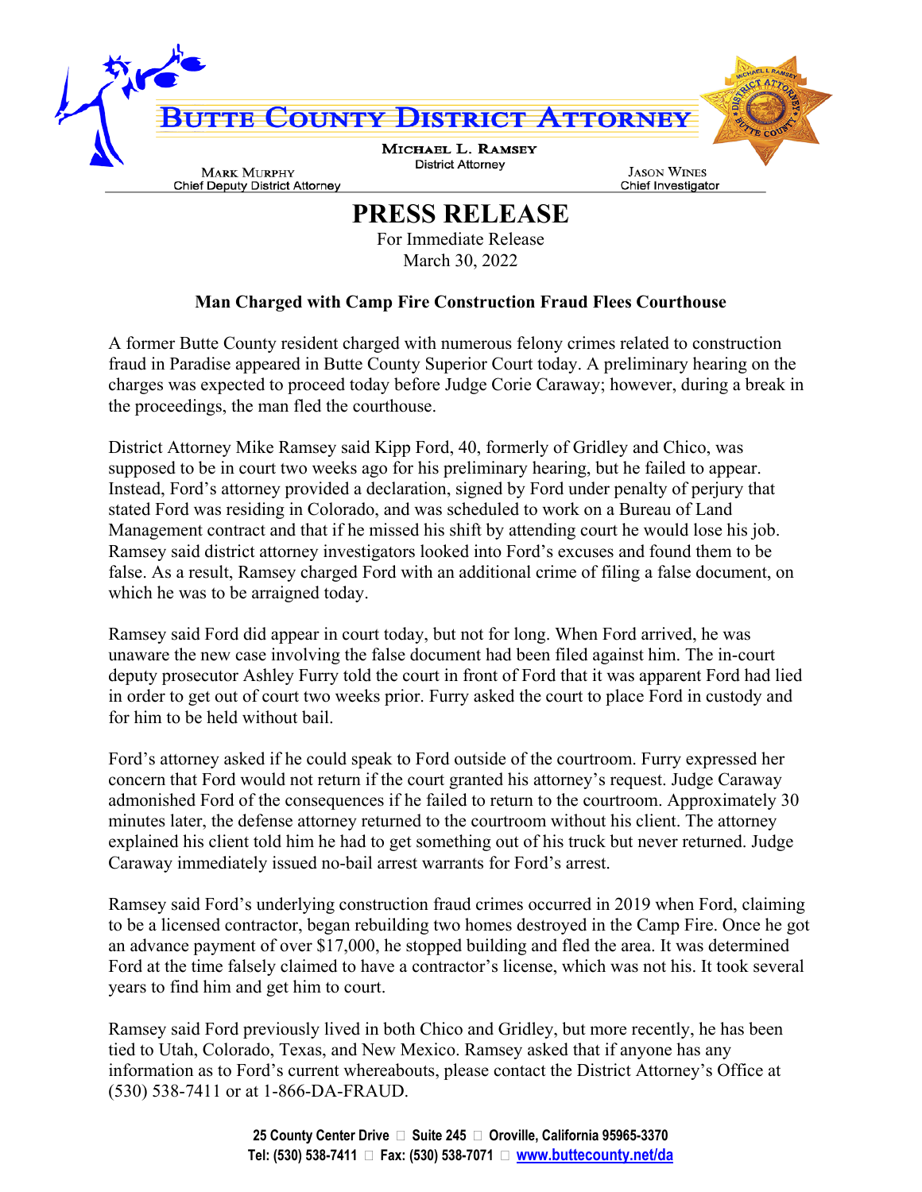# BUTTE COUNTY DISTRICT ATTORNEY

**MICHAEL L. RAMSEY**
District Attorney

**MARK MURPHY**
Chief Deputy District Attorney

**JASON WINES**
Chief Investigator

## PRESS RELEASE

For Immediate Release
March 30, 2022

### Man Charged with Camp Fire Construction Fraud Flees Courthouse

A former Butte County resident charged with numerous felony crimes related to construction fraud in Paradise appeared in Butte County Superior Court today. A preliminary hearing on the charges was expected to proceed today before Judge Corie Caraway; however, during a break in the proceedings, the man fled the courthouse.

District Attorney Mike Ramsey said Kipp Ford, 40, formerly of Gridley and Chico, was supposed to be in court two weeks ago for his preliminary hearing, but he failed to appear. Instead, Ford's attorney provided a declaration, signed by Ford under penalty of perjury that stated Ford was residing in Colorado, and was scheduled to work on a Bureau of Land Management contract and that if he missed his shift by attending court he would lose his job. Ramsey said district attorney investigators looked into Ford's excuses and found them to be false. As a result, Ramsey charged Ford with an additional crime of filing a false document, on which he was to be arraigned today.

Ramsey said Ford did appear in court today, but not for long. When Ford arrived, he was unaware the new case involving the false document had been filed against him. The in-court deputy prosecutor Ashley Furry told the court in front of Ford that it was apparent Ford had lied in order to get out of court two weeks prior. Furry asked the court to place Ford in custody and for him to be held without bail.

Ford's attorney asked if he could speak to Ford outside of the courtroom. Furry expressed her concern that Ford would not return if the court granted his attorney's request. Judge Caraway admonished Ford of the consequences if he failed to return to the courtroom. Approximately 30 minutes later, the defense attorney returned to the courtroom without his client. The attorney explained his client told him he had to get something out of his truck but never returned. Judge Caraway immediately issued no-bail arrest warrants for Ford's arrest.

Ramsey said Ford's underlying construction fraud crimes occurred in 2019 when Ford, claiming to be a licensed contractor, began rebuilding two homes destroyed in the Camp Fire. Once he got an advance payment of over $17,000, he stopped building and fled the area. It was determined Ford at the time falsely claimed to have a contractor's license, which was not his. It took several years to find him and get him to court.

Ramsey said Ford previously lived in both Chico and Gridley, but more recently, he has been tied to Utah, Colorado, Texas, and New Mexico. Ramsey asked that if anyone has any information as to Ford's current whereabouts, please contact the District Attorney's Office at (530) 538-7411 or at 1-866-DA-FRAUD.

**25 County Center Drive • Suite 245 • Oroville, California 95965-3370**
**Tel: (530) 538-7411 • Fax: (530) 538-7071 • www.buttecounty.net/da**